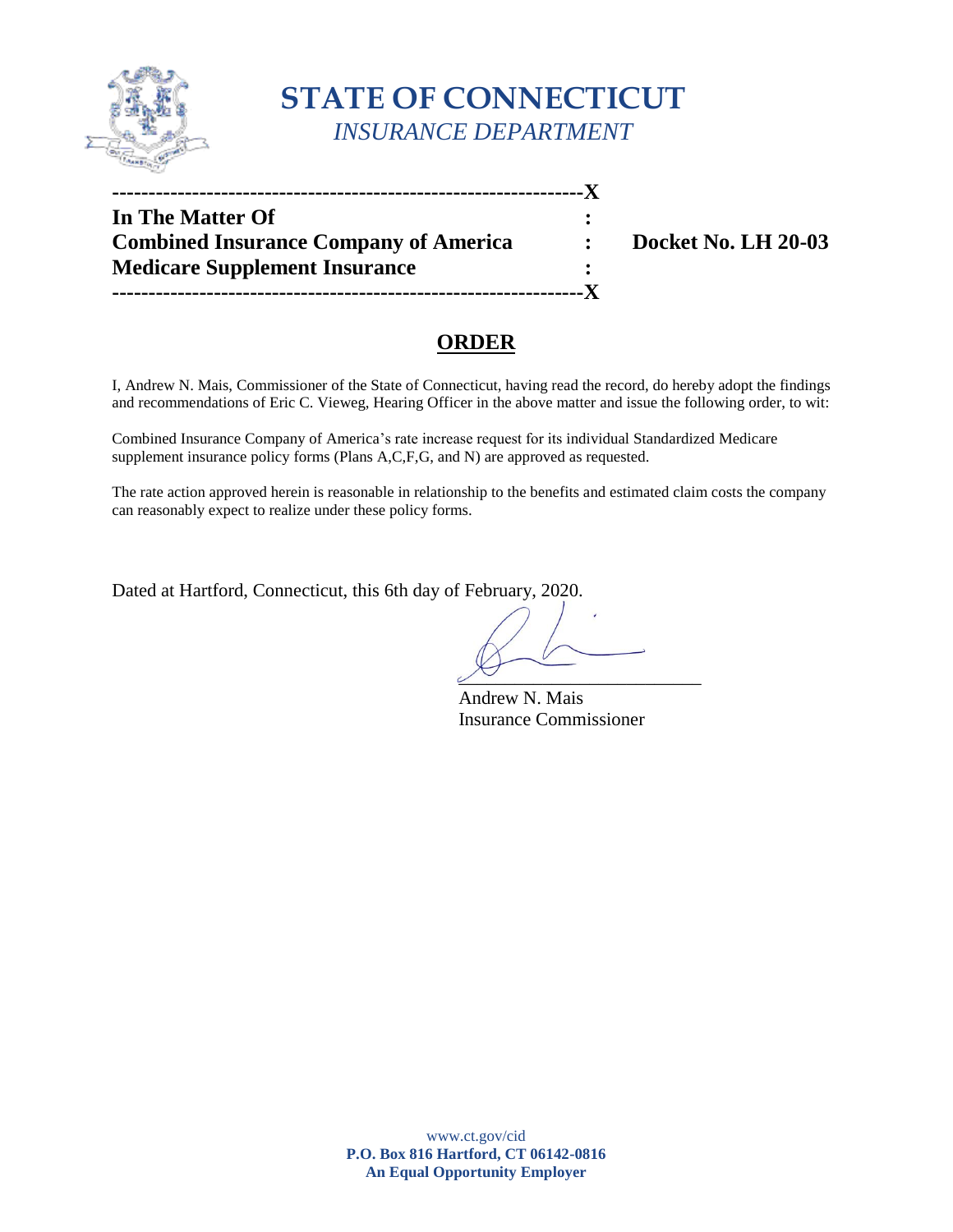# STATE OF CONNECTICUT
*INSURANCE DEPARTMENT*

---------------------------------------------------------------X

**In The Matter Of** :

**Combined Insurance Company of America** : **Docket No. LH 20-03**

**Medicare Supplement Insurance** :

---------------------------------------------------------------X

## ORDER

I, Andrew N. Mais, Commissioner of the State of Connecticut, having read the record, do hereby adopt the findings and recommendations of Eric C. Vieweg, Hearing Officer in the above matter and issue the following order, to wit:

Combined Insurance Company of America's rate increase request for its individual Standardized Medicare supplement insurance policy forms (Plans A,C,F,G, and N) are approved as requested.

The rate action approved herein is reasonable in relationship to the benefits and estimated claim costs the company can reasonably expect to realize under these policy forms.

Dated at Hartford, Connecticut, this 6th day of February, 2020.

Andrew N. Mais
Insurance Commissioner

www.ct.gov/cid
**P.O. Box 816 Hartford, CT 06142-0816**
**An Equal Opportunity Employer**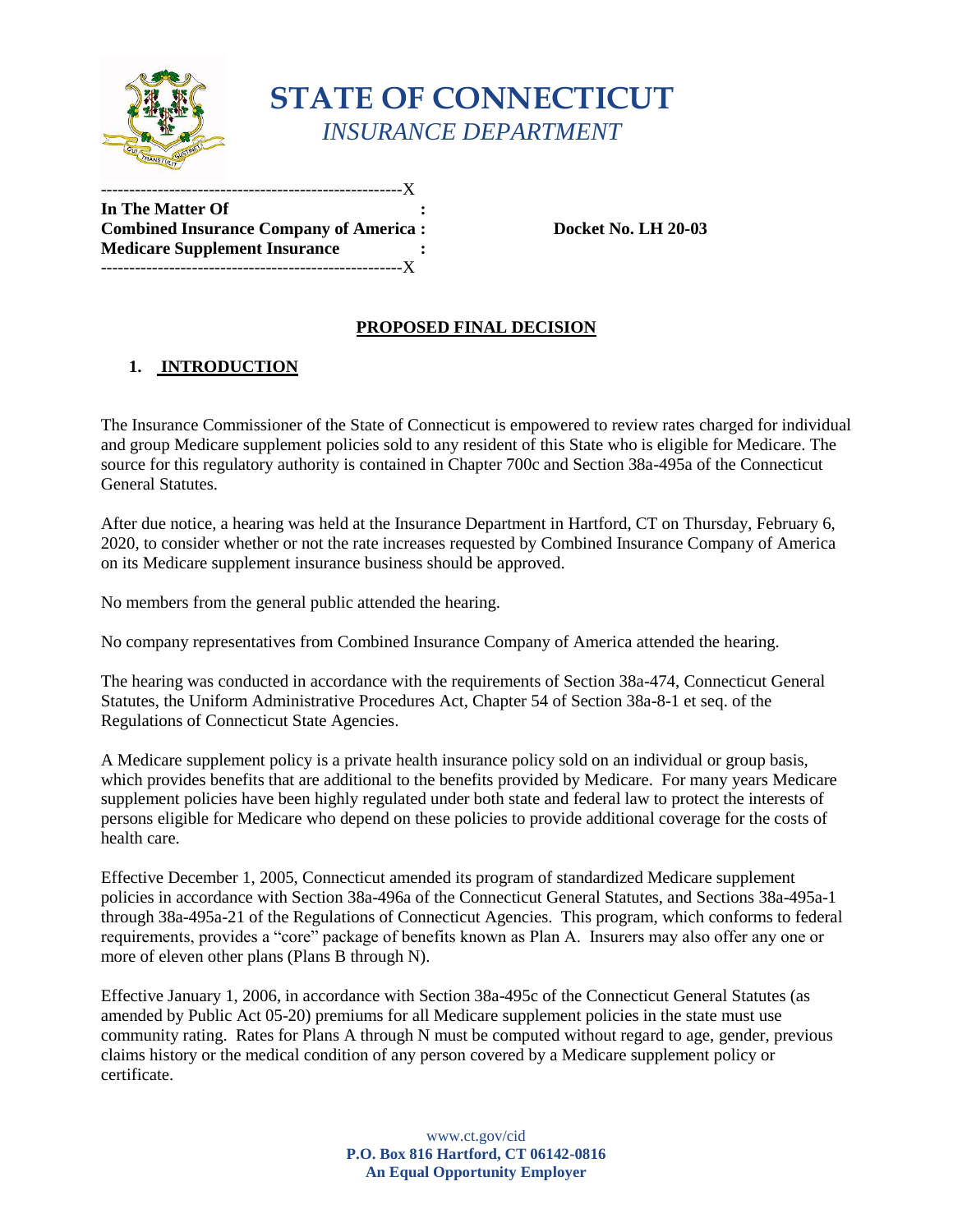# STATE OF CONNECTICUT
*INSURANCE DEPARTMENT*

```
----------------------------------------------------X
In The Matter Of                                    :
Combined Insurance Company of America :             Docket No. LH 20-03
Medicare Supplement Insurance                       :
----------------------------------------------------X
```

## PROPOSED FINAL DECISION

### 1. INTRODUCTION

The Insurance Commissioner of the State of Connecticut is empowered to review rates charged for individual and group Medicare supplement policies sold to any resident of this State who is eligible for Medicare. The source for this regulatory authority is contained in Chapter 700c and Section 38a-495a of the Connecticut General Statutes.

After due notice, a hearing was held at the Insurance Department in Hartford, CT on Thursday, February 6, 2020, to consider whether or not the rate increases requested by Combined Insurance Company of America on its Medicare supplement insurance business should be approved.

No members from the general public attended the hearing.

No company representatives from Combined Insurance Company of America attended the hearing.

The hearing was conducted in accordance with the requirements of Section 38a-474, Connecticut General Statutes, the Uniform Administrative Procedures Act, Chapter 54 of Section 38a-8-1 et seq. of the Regulations of Connecticut State Agencies.

A Medicare supplement policy is a private health insurance policy sold on an individual or group basis, which provides benefits that are additional to the benefits provided by Medicare. For many years Medicare supplement policies have been highly regulated under both state and federal law to protect the interests of persons eligible for Medicare who depend on these policies to provide additional coverage for the costs of health care.

Effective December 1, 2005, Connecticut amended its program of standardized Medicare supplement policies in accordance with Section 38a-496a of the Connecticut General Statutes, and Sections 38a-495a-1 through 38a-495a-21 of the Regulations of Connecticut Agencies. This program, which conforms to federal requirements, provides a "core" package of benefits known as Plan A. Insurers may also offer any one or more of eleven other plans (Plans B through N).

Effective January 1, 2006, in accordance with Section 38a-495c of the Connecticut General Statutes (as amended by Public Act 05-20) premiums for all Medicare supplement policies in the state must use community rating. Rates for Plans A through N must be computed without regard to age, gender, previous claims history or the medical condition of any person covered by a Medicare supplement policy or certificate.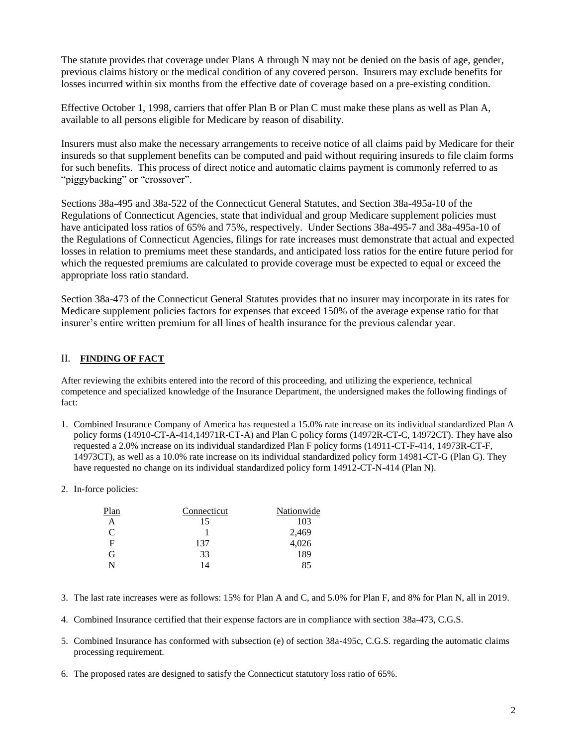The statute provides that coverage under Plans A through N may not be denied on the basis of age, gender, previous claims history or the medical condition of any covered person. Insurers may exclude benefits for losses incurred within six months from the effective date of coverage based on a pre-existing condition.

Effective October 1, 1998, carriers that offer Plan B or Plan C must make these plans as well as Plan A, available to all persons eligible for Medicare by reason of disability.

Insurers must also make the necessary arrangements to receive notice of all claims paid by Medicare for their insureds so that supplement benefits can be computed and paid without requiring insureds to file claim forms for such benefits. This process of direct notice and automatic claims payment is commonly referred to as "piggybacking" or "crossover".

Sections 38a-495 and 38a-522 of the Connecticut General Statutes, and Section 38a-495a-10 of the Regulations of Connecticut Agencies, state that individual and group Medicare supplement policies must have anticipated loss ratios of 65% and 75%, respectively. Under Sections 38a-495-7 and 38a-495a-10 of the Regulations of Connecticut Agencies, filings for rate increases must demonstrate that actual and expected losses in relation to premiums meet these standards, and anticipated loss ratios for the entire future period for which the requested premiums are calculated to provide coverage must be expected to equal or exceed the appropriate loss ratio standard.

Section 38a-473 of the Connecticut General Statutes provides that no insurer may incorporate in its rates for Medicare supplement policies factors for expenses that exceed 150% of the average expense ratio for that insurer's entire written premium for all lines of health insurance for the previous calendar year.

## II. **FINDING OF FACT**

After reviewing the exhibits entered into the record of this proceeding, and utilizing the experience, technical competence and specialized knowledge of the Insurance Department, the undersigned makes the following findings of fact:

1. Combined Insurance Company of America has requested a 15.0% rate increase on its individual standardized Plan A policy forms (14910-CT-A-414,14971R-CT-A) and Plan C policy forms (14972R-CT-C, 14972CT). They have also requested a 2.0% increase on its individual standardized Plan F policy forms (14911-CT-F-414, 14973R-CT-F, 14973CT), as well as a 10.0% rate increase on its individual standardized policy form 14981-CT-G (Plan G). They have requested no change on its individual standardized policy form 14912-CT-N-414 (Plan N).

2. In-force policies:

| Plan | Connecticut | Nationwide |
|---|---|---|
| A | 15 | 103 |
| C | 1 | 2,469 |
| F | 137 | 4,026 |
| G | 33 | 189 |
| N | 14 | 85 |

3. The last rate increases were as follows: 15% for Plan A and C, and 5.0% for Plan F, and 8% for Plan N, all in 2019.

4. Combined Insurance certified that their expense factors are in compliance with section 38a-473, C.G.S.

5. Combined Insurance has conformed with subsection (e) of section 38a-495c, C.G.S. regarding the automatic claims processing requirement.

6. The proposed rates are designed to satisfy the Connecticut statutory loss ratio of 65%.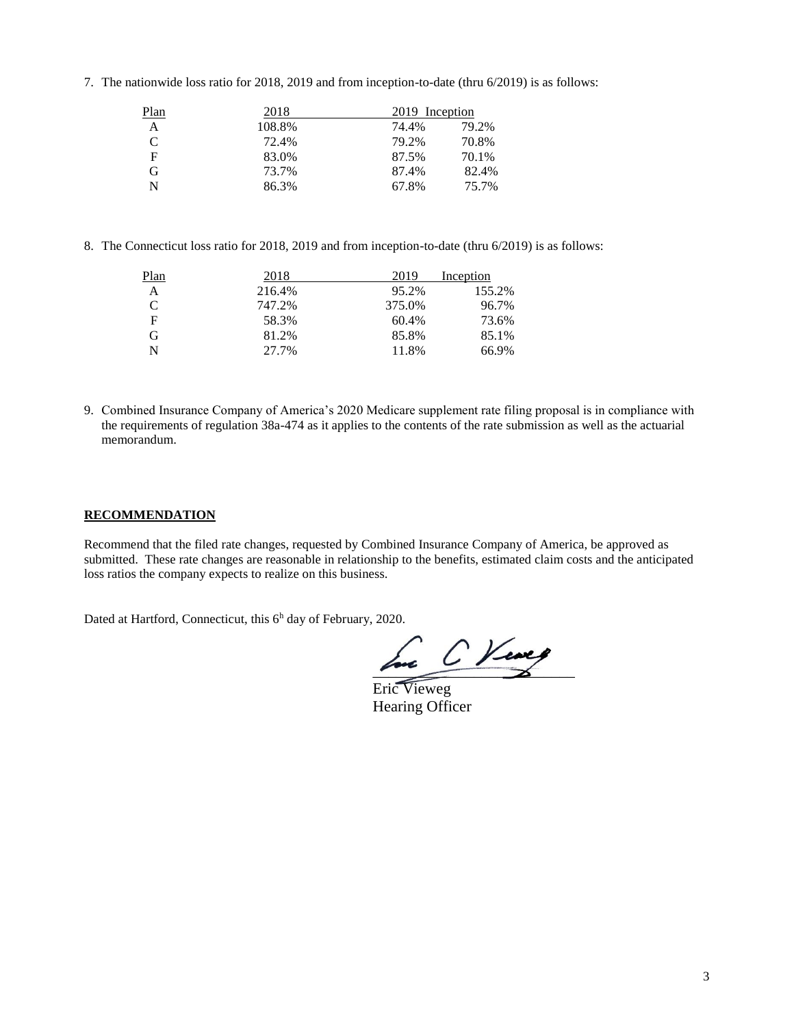7. The nationwide loss ratio for 2018, 2019 and from inception-to-date (thru 6/2019) is as follows:

| Plan | 2018 | 2019 | Inception |
|---|---|---|---|
| A | 108.8% | 74.4% | 79.2% |
| C | 72.4% | 79.2% | 70.8% |
| F | 83.0% | 87.5% | 70.1% |
| G | 73.7% | 87.4% | 82.4% |
| N | 86.3% | 67.8% | 75.7% |

8. The Connecticut loss ratio for 2018, 2019 and from inception-to-date (thru 6/2019) is as follows:

| Plan | 2018 | 2019 | Inception |
|---|---|---|---|
| A | 216.4% | 95.2% | 155.2% |
| C | 747.2% | 375.0% | 96.7% |
| F | 58.3% | 60.4% | 73.6% |
| G | 81.2% | 85.8% | 85.1% |
| N | 27.7% | 11.8% | 66.9% |

9. Combined Insurance Company of America's 2020 Medicare supplement rate filing proposal is in compliance with the requirements of regulation 38a-474 as it applies to the contents of the rate submission as well as the actuarial memorandum.

**RECOMMENDATION**

Recommend that the filed rate changes, requested by Combined Insurance Company of America, be approved as submitted. These rate changes are reasonable in relationship to the benefits, estimated claim costs and the anticipated loss ratios the company expects to realize on this business.

Dated at Hartford, Connecticut, this 6h day of February, 2020.

Eric Vieweg
Hearing Officer